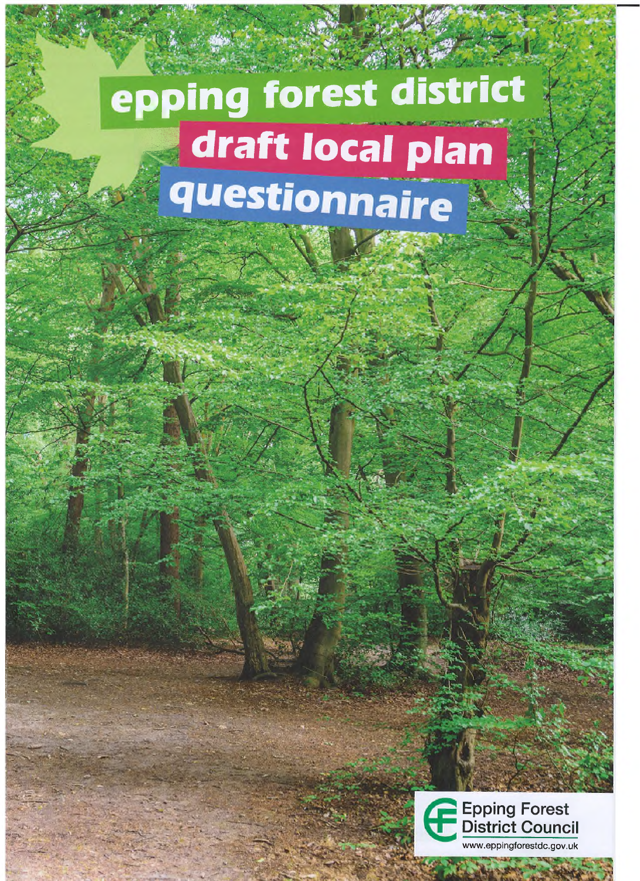# epping forest district

# draft local plan

# questionnaire

Epping Forest District Council

www.eppingforestdc.gov.uk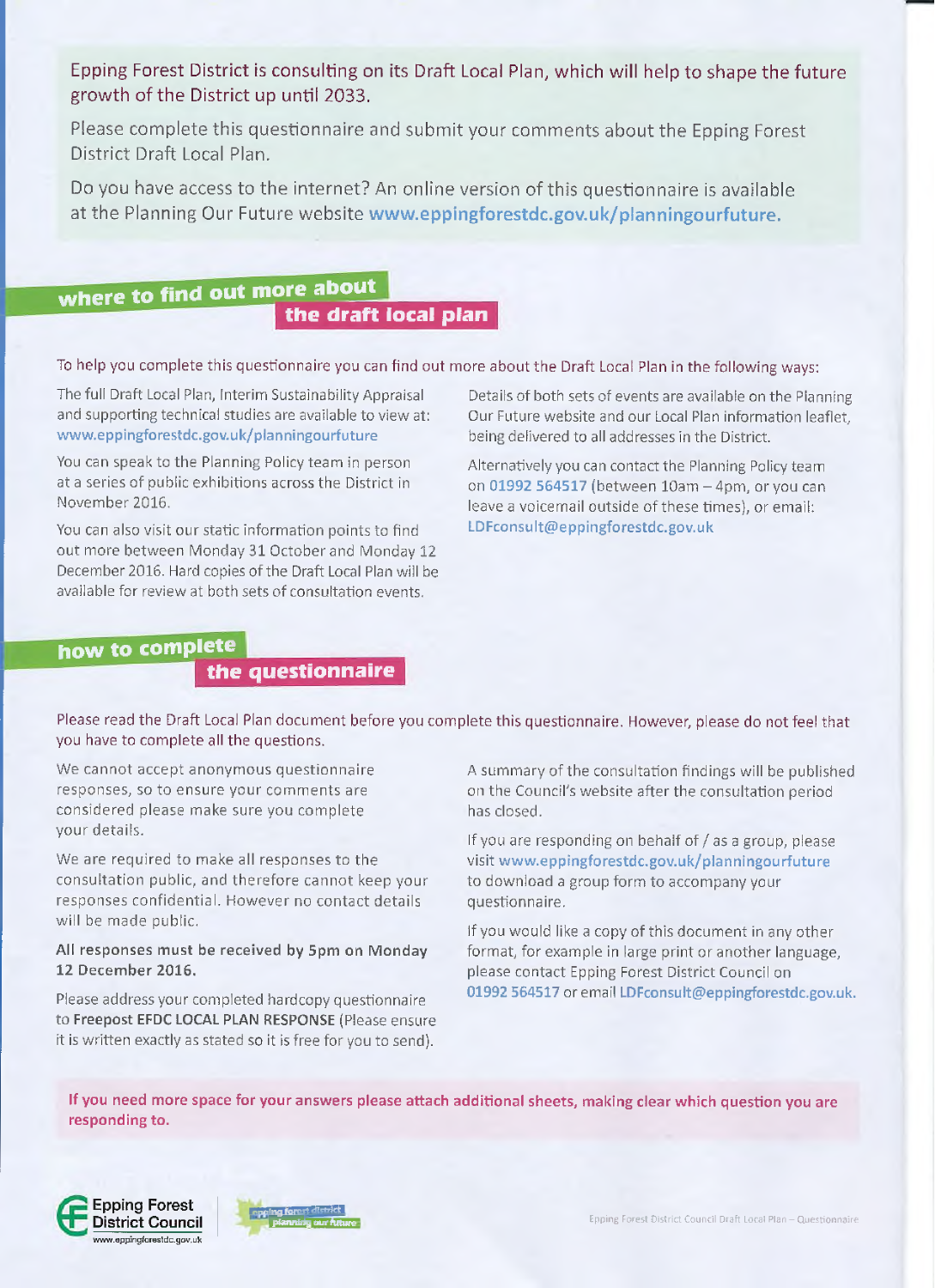Epping Forest District is consulting on its Draft Local Plan, which will help to shape the future growth of the District up until 2033.

Please complete this questionnaire and submit your comments about the Epping Forest District Draft Local Plan.

Do you have access to the internet? An online version of this questionnaire is available at the Planning Our Future website **www.eppingforestdc.gov.uk/planningourfuture.**

## where to find out more about the draft local plan

To help you complete this questionnaire you can find out more about the Draft Local Plan in the following ways:

The full Draft Local Plan, Interim Sustainability Appraisal and supporting technical studies are available to view at: www.eppingforestdc.gov.uk/planningourfuture

You can speak to the Planning Policy team in person at a series of public exhibitions across the District in November 2016.

You can also visit our static information points to find out more between Monday 31 October and Monday 12 December 2016. Hard copies of the Draft Local Plan will be available for review at both sets of consultation events.

Details of both sets of events are available on the Planning Our Future website and our Local Plan information leaflet, being delivered to all addresses in the District.

Alternatively you can contact the Planning Policy team on 01992 564517 (between 10am – 4pm, or you can leave a voicemail outside of these times), or email: LDFconsult@eppingforestdc.gov.uk

## how to complete the questionnaire

Please read the Draft Local Plan document before you complete this questionnaire. However, please do not feel that you have to complete all the questions.

We cannot accept anonymous questionnaire responses, so to ensure your comments are considered please make sure you complete your details.

We are required to make all responses to the consultation public, and therefore cannot keep your responses confidential. However no contact details will be made public.

**All responses must be received by 5pm on Monday 12 December 2016.**

Please address your completed hardcopy questionnaire to **Freepost EFDC LOCAL PLAN RESPONSE** (Please ensure it is written exactly as stated so it is free for you to send).

A summary of the consultation findings will be published on the Council's website after the consultation period has closed.

If you are responding on behalf of / as a group, please visit www.eppingforestdc.gov.uk/planningourfuture to download a group form to accompany your questionnaire.

If you would like a copy of this document in any other format, for example in large print or another language, please contact Epping Forest District Council on 01992 564517 or email LDFconsult@eppingforestdc.gov.uk.

**If you need more space for your answers please attach additional sheets, making clear which question you are responding to.**

Epping Forest District Council
www.eppingforestdc.gov.uk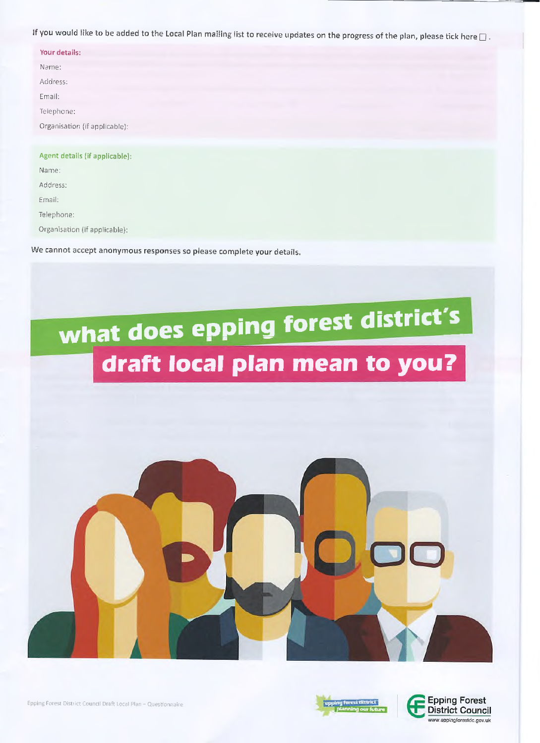If you would like to be added to the Local Plan mailing list to receive updates on the progress of the plan, please tick here ☐ .

**Your details:**

Name:

Address:

Email:

Telephone:

Organisation (if applicable):

**Agent details (if applicable):**

Name:

Address:

Email:

Telephone:

Organisation (if applicable):

We cannot accept anonymous responses so please complete your details.

# what does epping forest district's draft local plan mean to you?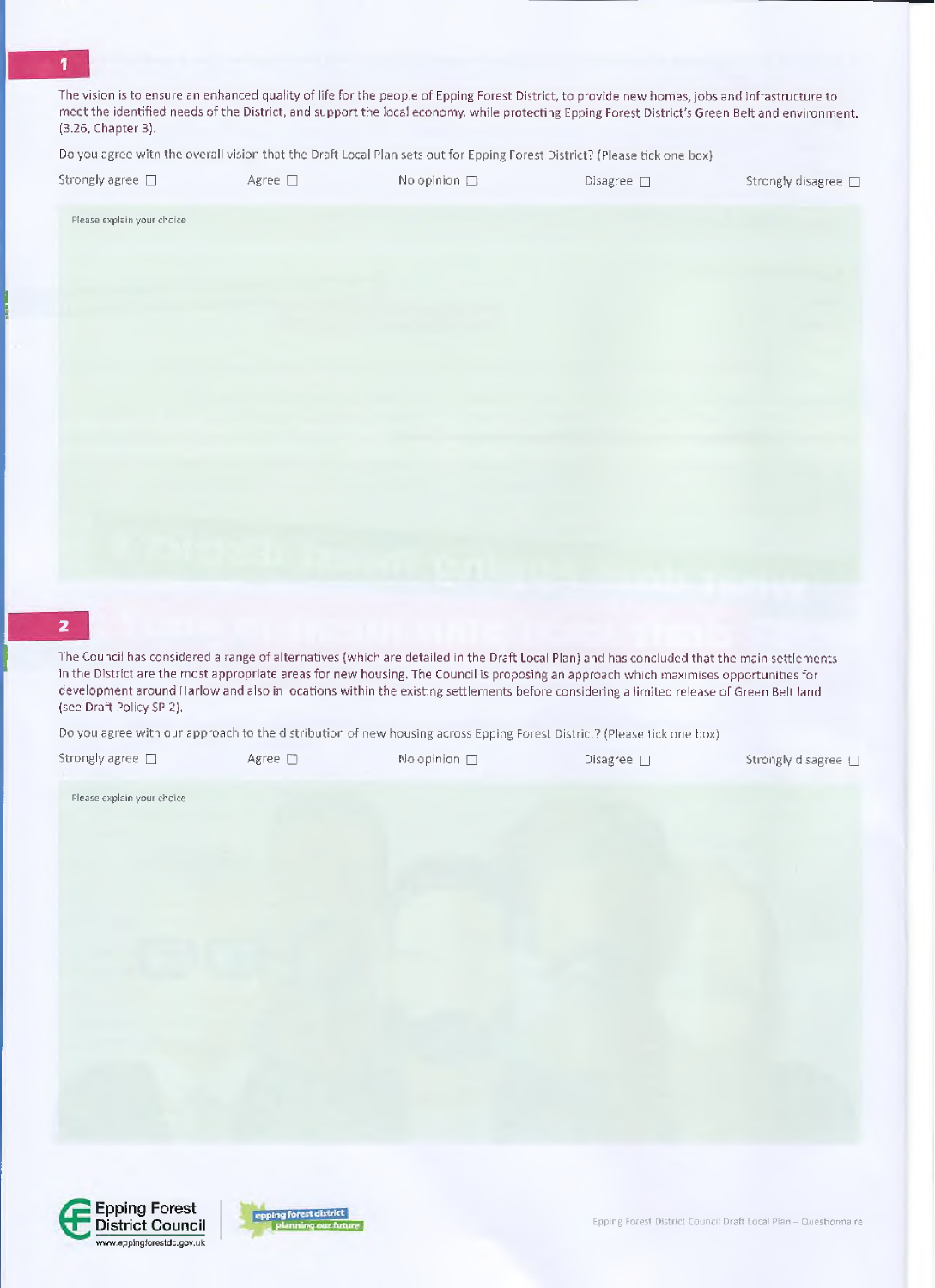## 1

The vision is to ensure an enhanced quality of life for the people of Epping Forest District, to provide new homes, jobs and infrastructure to meet the identified needs of the District, and support the local economy, while protecting Epping Forest District's Green Belt and environment. (3.26, Chapter 3).

Do you agree with the overall vision that the Draft Local Plan sets out for Epping Forest District? (Please tick one box)

Strongly agree ☐ Agree ☐ No opinion ☐ Disagree ☐ Strongly disagree ☐

Please explain your choice

## 2

The Council has considered a range of alternatives (which are detailed in the Draft Local Plan) and has concluded that the main settlements in the District are the most appropriate areas for new housing. The Council is proposing an approach which maximises opportunities for development around Harlow and also in locations within the existing settlements before considering a limited release of Green Belt land (see Draft Policy SP 2).

Do you agree with our approach to the distribution of new housing across Epping Forest District? (Please tick one box)

Strongly agree ☐ Agree ☐ No opinion ☐ Disagree ☐ Strongly disagree ☐

Please explain your choice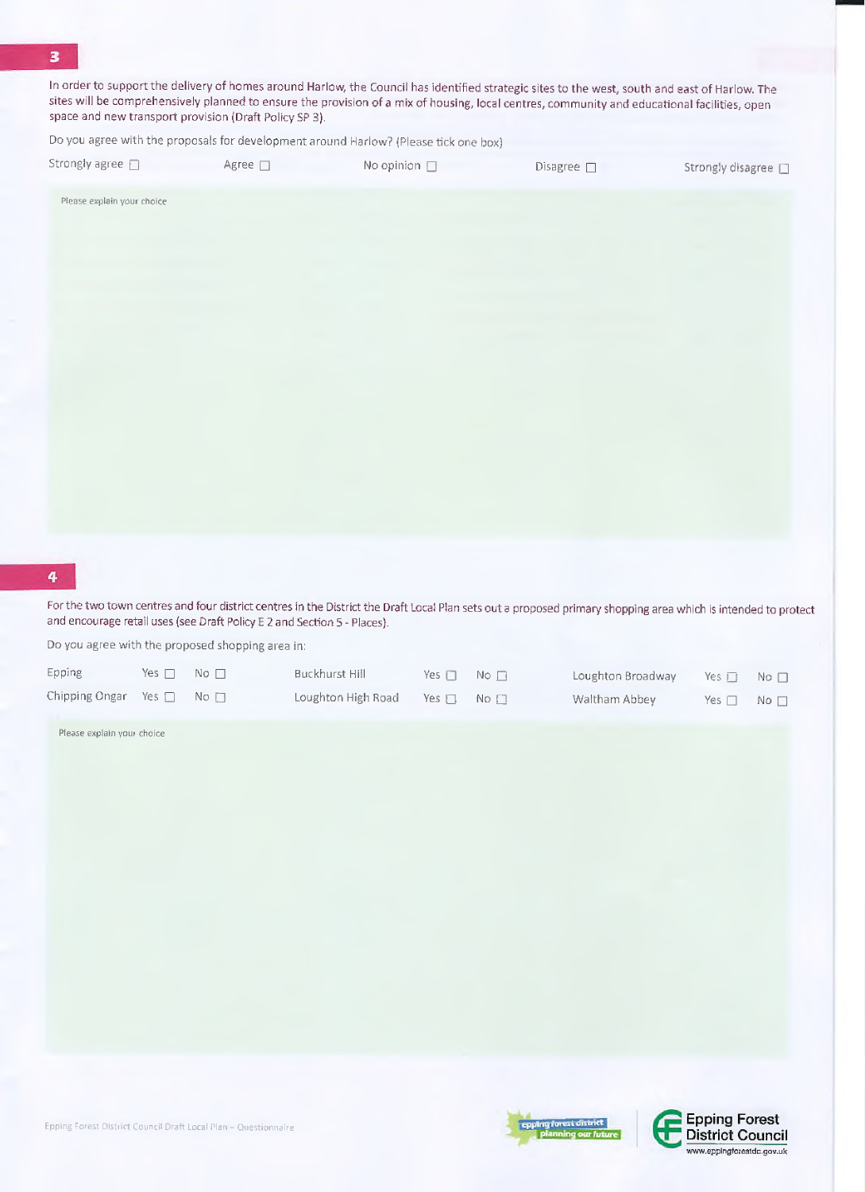## 3

In order to support the delivery of homes around Harlow, the Council has identified strategic sites to the west, south and east of Harlow. The sites will be comprehensively planned to ensure the provision of a mix of housing, local centres, community and educational facilities, open space and new transport provision (Draft Policy SP 3).

Do you agree with the proposals for development around Harlow? (Please tick one box)

Strongly agree ☐ Agree ☐ No opinion ☐ Disagree ☐ Strongly disagree ☐

Please explain your choice

## 4

For the two town centres and four district centres in the District the Draft Local Plan sets out a proposed primary shopping area which is intended to protect and encourage retail uses (see Draft Policy E 2 and Section 5 - Places).

Do you agree with the proposed shopping area in:

| | | | | | | | | |
|---|---|---|---|---|---|---|---|---|
| Epping | Yes ☐ | No ☐ | Buckhurst Hill | Yes ☐ | No ☐ | Loughton Broadway | Yes ☐ | No ☐ |
| Chipping Ongar | Yes ☐ | No ☐ | Loughton High Road | Yes ☐ | No ☐ | Waltham Abbey | Yes ☐ | No ☐ |

Please explain your choice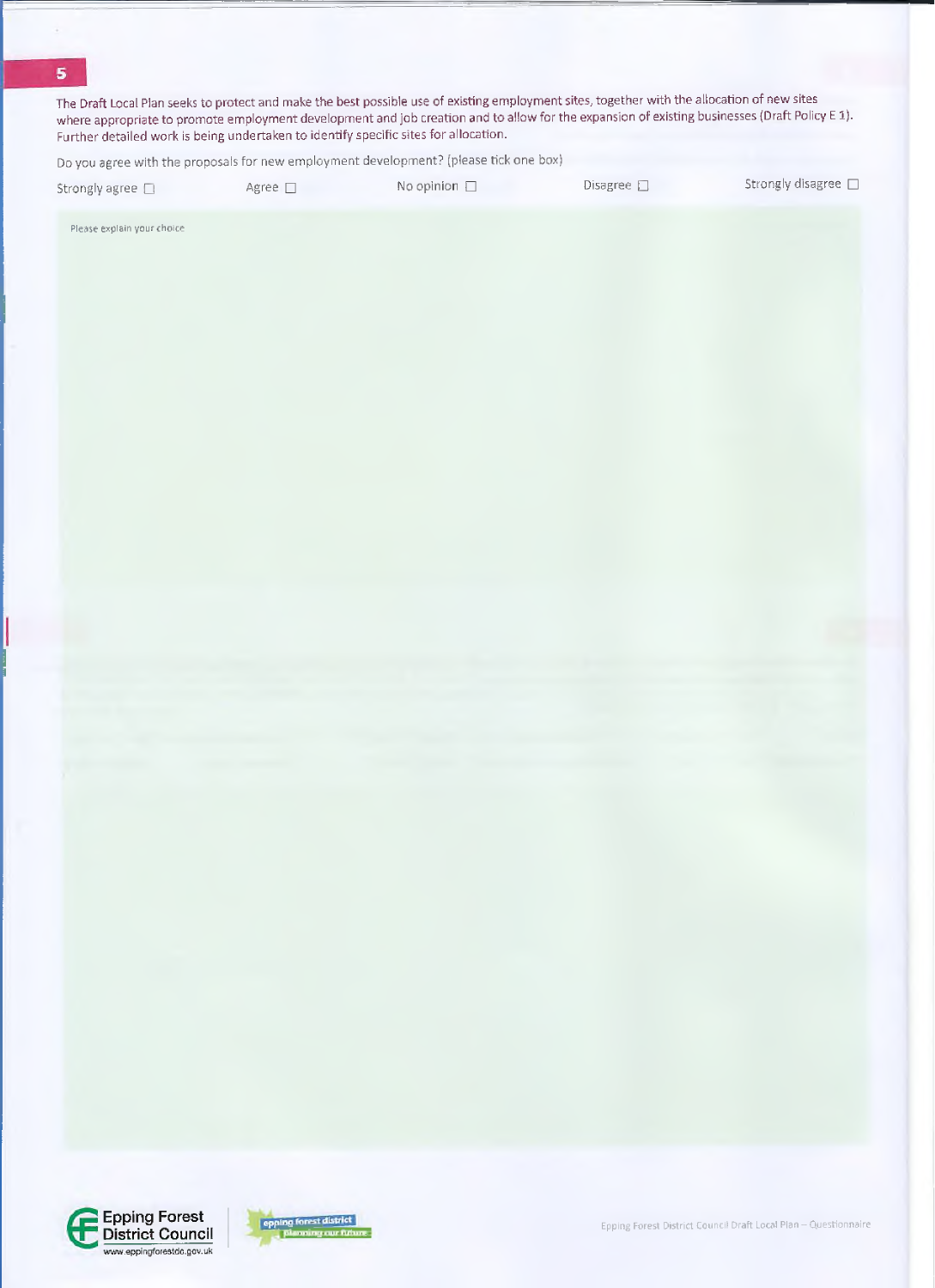**5**

The Draft Local Plan seeks to protect and make the best possible use of existing employment sites, together with the allocation of new sites where appropriate to promote employment development and job creation and to allow for the expansion of existing businesses (Draft Policy E 1). Further detailed work is being undertaken to identify specific sites for allocation.

Do you agree with the proposals for new employment development? (please tick one box)

Strongly agree ☐ Agree ☐ No opinion ☐ Disagree ☐ Strongly disagree ☐

Please explain your choice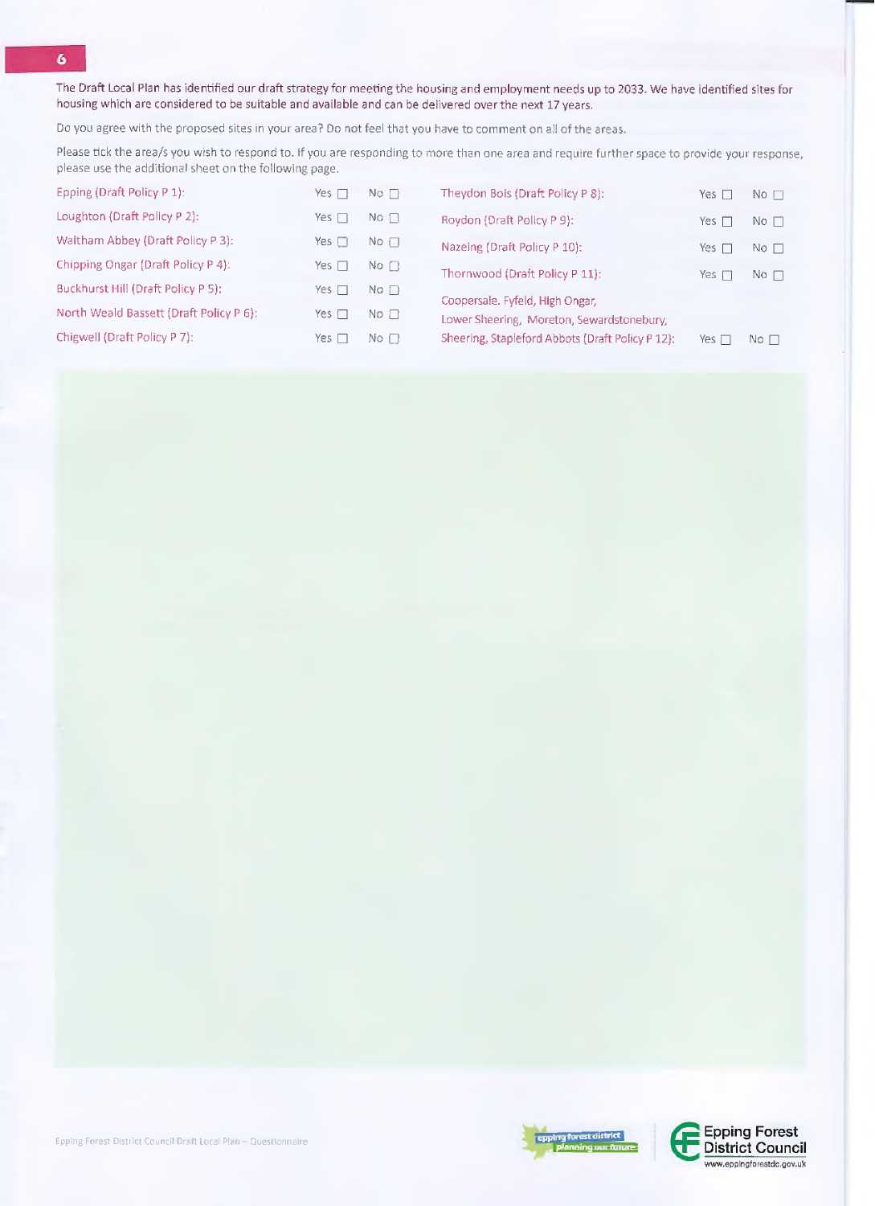## 6

The Draft Local Plan has identified our draft strategy for meeting the housing and employment needs up to 2033. We have identified sites for housing which are considered to be suitable and available and can be delivered over the next 17 years.

Do you agree with the proposed sites in your area? Do not feel that you have to comment on all of the areas.

Please tick the area/s you wish to respond to. If you are responding to more than one area and require further space to provide your response, please use the additional sheet on the following page.

| Area | | |
|---|---|---|
| Epping (Draft Policy P 1): | Yes ☐ | No ☐ |
| Loughton (Draft Policy P 2): | Yes ☐ | No ☐ |
| Waltham Abbey (Draft Policy P 3): | Yes ☐ | No ☐ |
| Chipping Ongar (Draft Policy P 4): | Yes ☐ | No ☐ |
| Buckhurst Hill (Draft Policy P 5): | Yes ☐ | No ☐ |
| North Weald Bassett (Draft Policy P 6): | Yes ☐ | No ☐ |
| Chigwell (Draft Policy P 7): | Yes ☐ | No ☐ |
| Theydon Bois (Draft Policy P 8): | Yes ☐ | No ☐ |
| Roydon (Draft Policy P 9): | Yes ☐ | No ☐ |
| Nazeing (Draft Policy P 10): | Yes ☐ | No ☐ |
| Thornwood (Draft Policy P 11): | Yes ☐ | No ☐ |
| Coopersale, Fyfeld, High Ongar, Lower Sheering, Moreton, Sewardstonebury, Sheering, Stapleford Abbots (Draft Policy P 12): | Yes ☐ | No ☐ |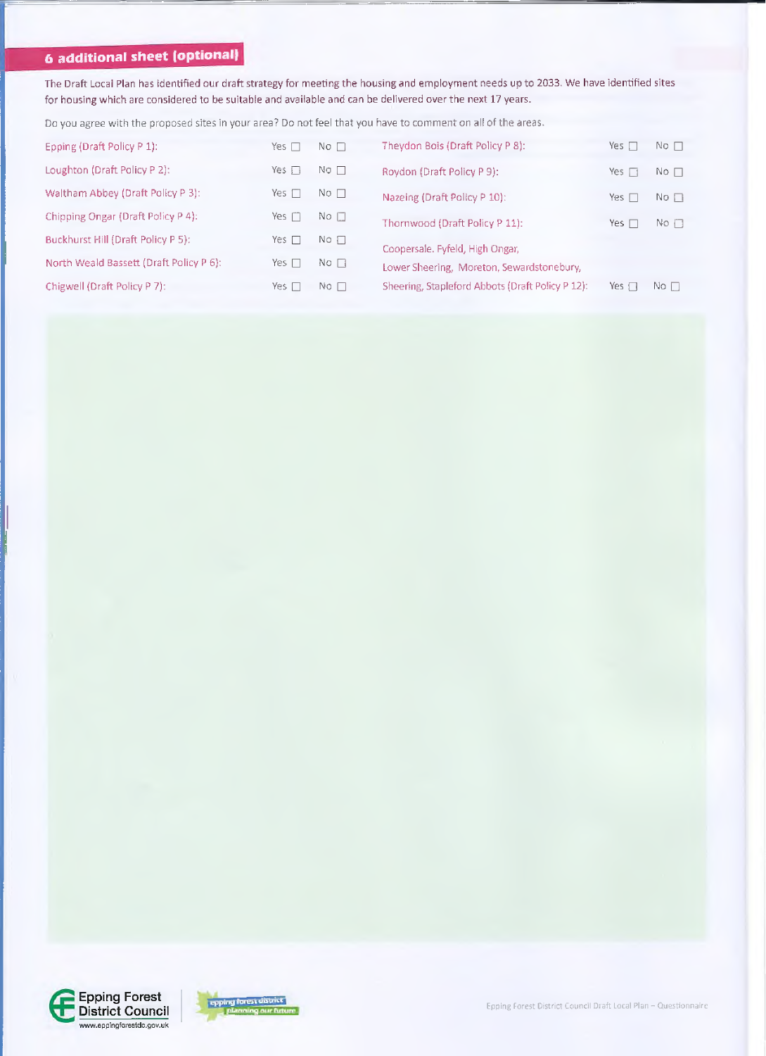## 6 additional sheet (optional)

The Draft Local Plan has identified our draft strategy for meeting the housing and employment needs up to 2033. We have identified sites for housing which are considered to be suitable and available and can be delivered over the next 17 years.

Do you agree with the proposed sites in your area? Do not feel that you have to comment on all of the areas.

| Area | Yes | No |
|---|---|---|
| Epping (Draft Policy P 1): | ☐ | ☐ |
| Loughton (Draft Policy P 2): | ☐ | ☐ |
| Waltham Abbey (Draft Policy P 3): | ☐ | ☐ |
| Chipping Ongar (Draft Policy P 4): | ☐ | ☐ |
| Buckhurst Hill (Draft Policy P 5): | ☐ | ☐ |
| North Weald Bassett (Draft Policy P 6): | ☐ | ☐ |
| Chigwell (Draft Policy P 7): | ☐ | ☐ |
| Theydon Bois (Draft Policy P 8): | ☐ | ☐ |
| Roydon (Draft Policy P 9): | ☐ | ☐ |
| Nazeing (Draft Policy P 10): | ☐ | ☐ |
| Thornwood (Draft Policy P 11): | ☐ | ☐ |
| Coopersale, Fyfeld, High Ongar, Lower Sheering, Moreton, Sewardstonebury, Sheering, Stapleford Abbots (Draft Policy P 12): | ☐ | ☐ |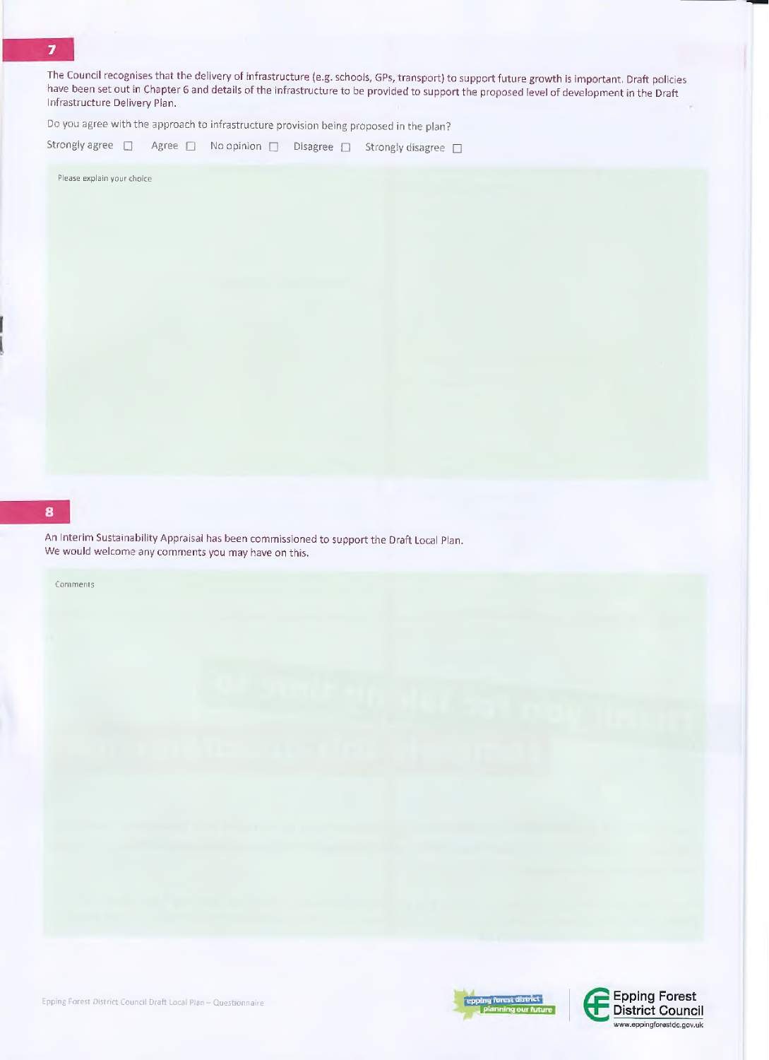## 7

The Council recognises that the delivery of infrastructure (e.g. schools, GPs, transport) to support future growth is important. Draft policies have been set out in Chapter 6 and details of the infrastructure to be provided to support the proposed level of development in the Draft Infrastructure Delivery Plan.

Do you agree with the approach to infrastructure provision being proposed in the plan?

Strongly agree ☐ Agree ☐ No opinion ☐ Disagree ☐ Strongly disagree ☐

Please explain your choice

## 8

An Interim Sustainability Appraisal has been commissioned to support the Draft Local Plan. We would welcome any comments you may have on this.

Comments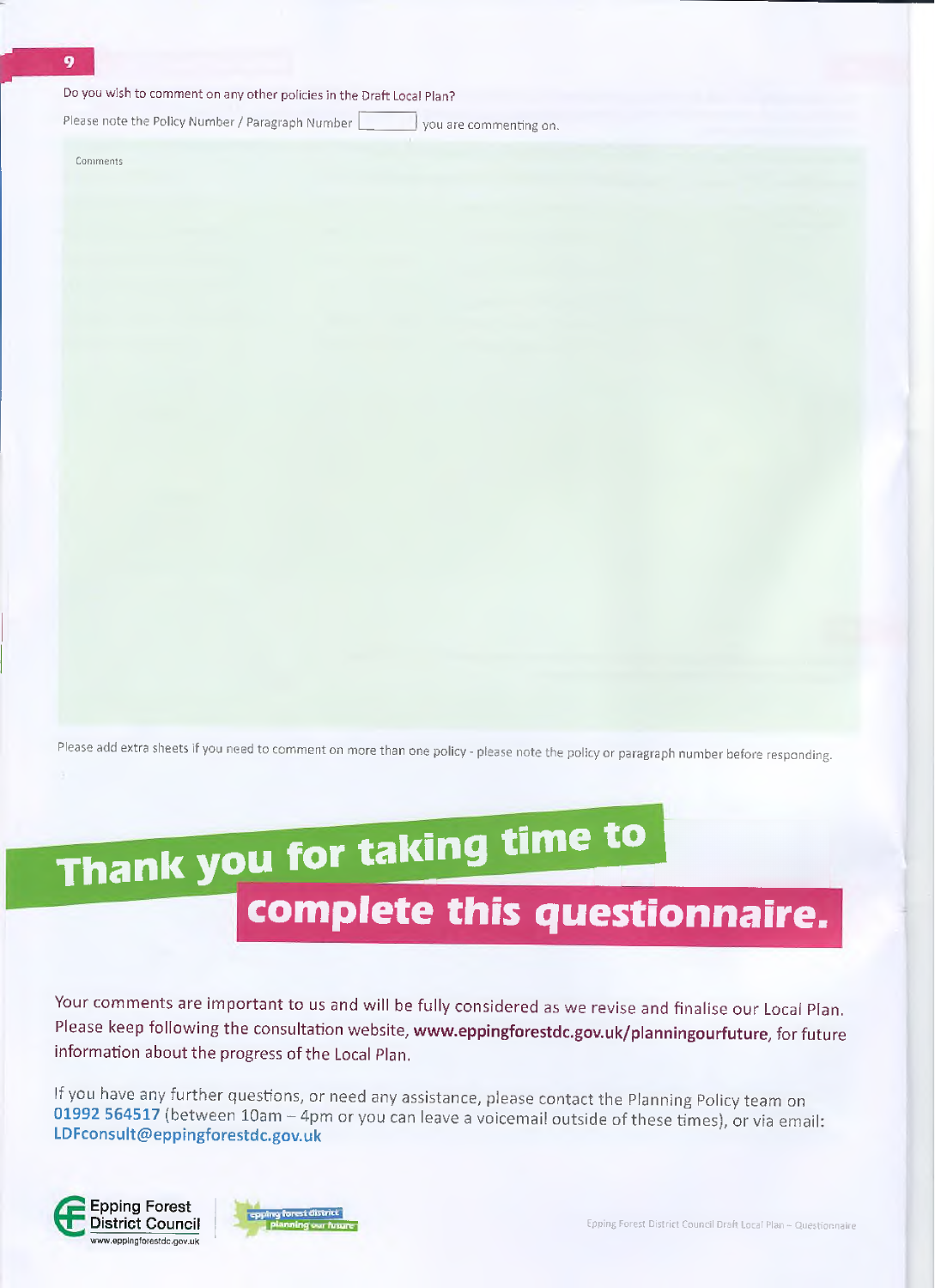## 9

Do you wish to comment on any other policies in the Draft Local Plan?

Please note the Policy Number / Paragraph Number [ ] you are commenting on.

Comments

Please add extra sheets if you need to comment on more than one policy - please note the policy or paragraph number before responding.

# Thank you for taking time to complete this questionnaire.

Your comments are important to us and will be fully considered as we revise and finalise our Local Plan. Please keep following the consultation website, **www.eppingforestdc.gov.uk/planningourfuture**, for future information about the progress of the Local Plan.

If you have any further questions, or need any assistance, please contact the Planning Policy team on **01992 564517** (between 10am – 4pm or you can leave a voicemail outside of these times), or via email: **LDFconsult@eppingforestdc.gov.uk**

Epping Forest District Council
www.eppingforestdc.gov.uk

epping forest district planning our future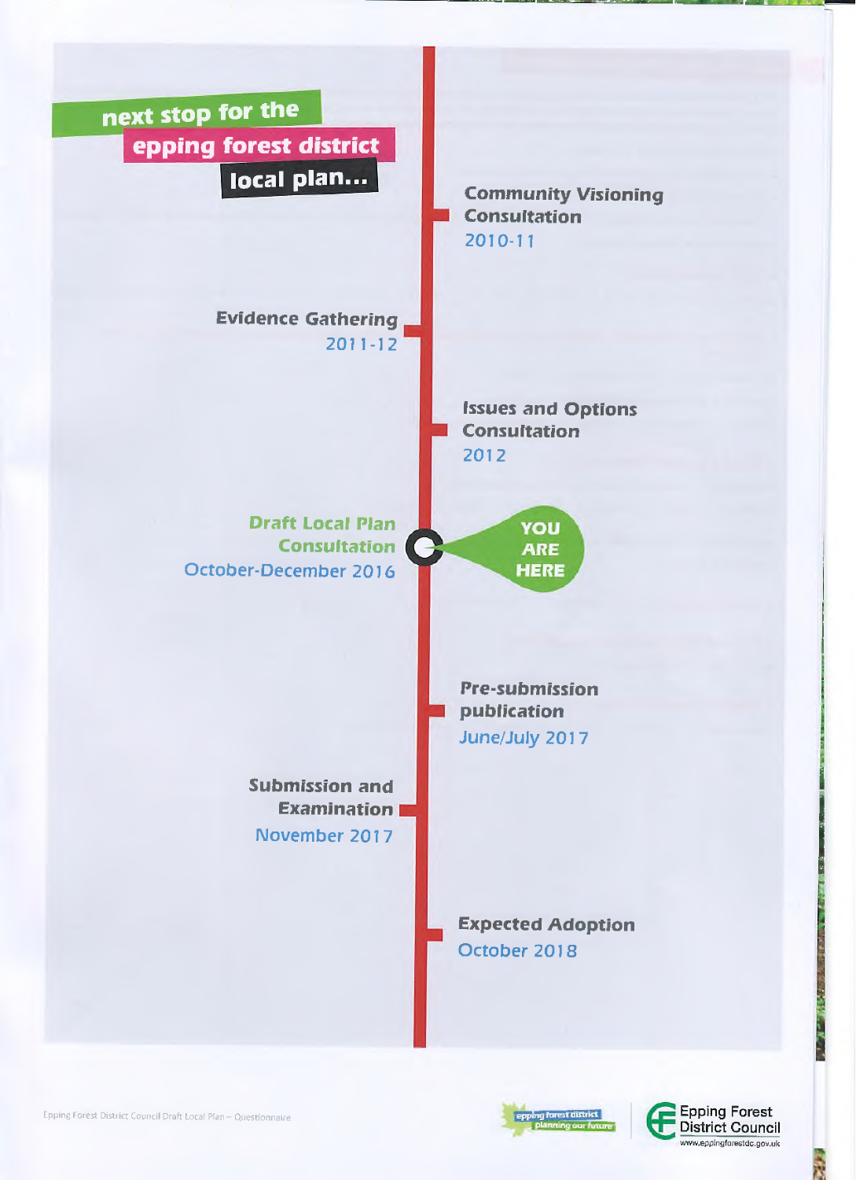# next stop for the epping forest district local plan...

**Community Visioning Consultation**
2010-11

**Evidence Gathering**
2011-12

**Issues and Options Consultation**
2012

**Draft Local Plan Consultation**
October-December 2016

**YOU ARE HERE**

**Pre-submission publication**
June/July 2017

**Submission and Examination**
November 2017

**Expected Adoption**
October 2018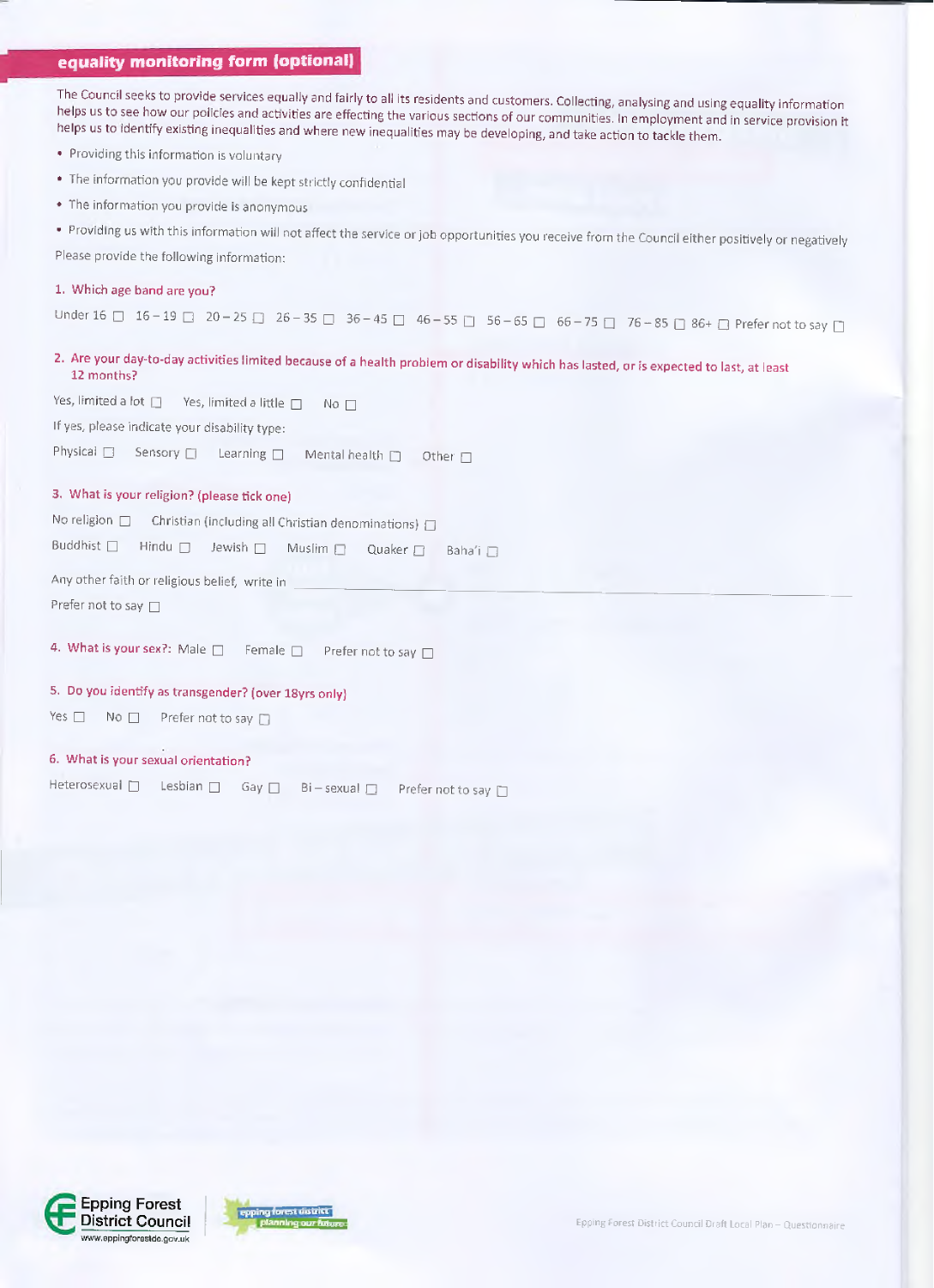## equality monitoring form (optional)

The Council seeks to provide services equally and fairly to all its residents and customers. Collecting, analysing and using equality information helps us to see how our policies and activities are effecting the various sections of our communities. In employment and in service provision it helps us to identify existing inequalities and where new inequalities may be developing, and take action to tackle them.

- Providing this information is voluntary
- The information you provide will be kept strictly confidential
- The information you provide is anonymous
- Providing us with this information will not affect the service or job opportunities you receive from the Council either positively or negatively

Please provide the following information:

**1. Which age band are you?**

Under 16 ☐ 16 – 19 ☐ 20 – 25 ☐ 26 – 35 ☐ 36 – 45 ☐ 46 – 55 ☐ 56 – 65 ☐ 66 – 75 ☐ 76 – 85 ☐ 86+ ☐ Prefer not to say ☐

**2. Are your day-to-day activities limited because of a health problem or disability which has lasted, or is expected to last, at least 12 months?**

Yes, limited a lot ☐ Yes, limited a little ☐ No ☐

If yes, please indicate your disability type:

Physical ☐ Sensory ☐ Learning ☐ Mental health ☐ Other ☐

**3. What is your religion? (please tick one)**

No religion ☐ Christian (including all Christian denominations) ☐

Buddhist ☐ Hindu ☐ Jewish ☐ Muslim ☐ Quaker ☐ Baha'i ☐

Any other faith or religious belief, write in ____________________

Prefer not to say ☐

**4. What is your sex?:** Male ☐ Female ☐ Prefer not to say ☐

**5. Do you identify as transgender? (over 18yrs only)**

Yes ☐ No ☐ Prefer not to say ☐

**6. What is your sexual orientation?**

Heterosexual ☐ Lesbian ☐ Gay ☐ Bi – sexual ☐ Prefer not to say ☐

Epping Forest District Council
www.eppingforestdc.gov.uk

epping forest district planning our future